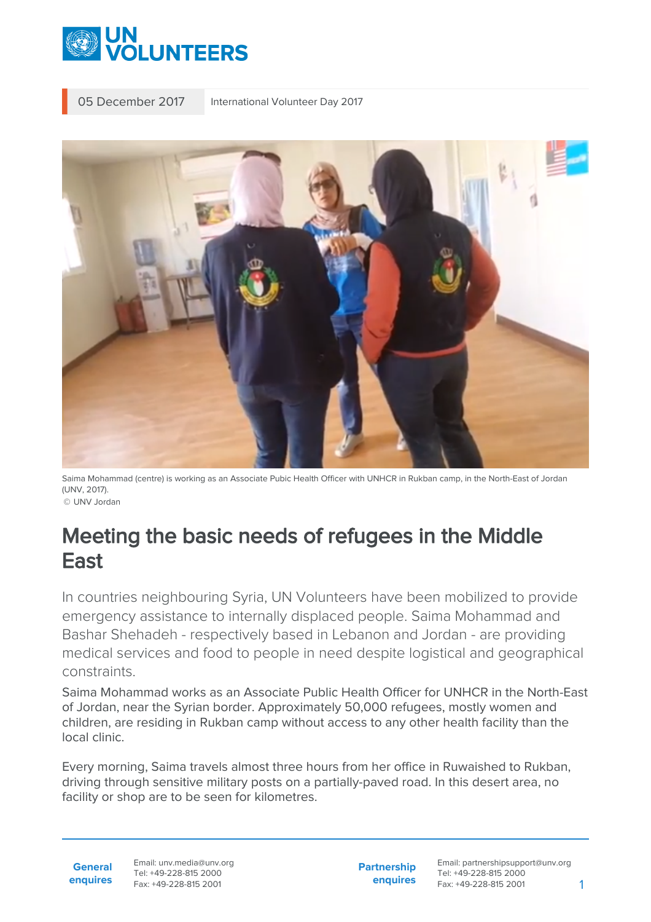05 December 2017 | International Volunteer Day 2017

Saima Mohammad (centre) is working as an Associate Pubic Health Officer with UNHCR in Rukban camp, in the North-East of Jordan (UNV, 2017).
© UNV Jordan

# Meeting the basic needs of refugees in the Middle East

In countries neighbouring Syria, UN Volunteers have been mobilized to provide emergency assistance to internally displaced people. Saima Mohammad and Bashar Shehadeh - respectively based in Lebanon and Jordan - are providing medical services and food to people in need despite logistical and geographical constraints.

Saima Mohammad works as an Associate Public Health Officer for UNHCR in the North-East of Jordan, near the Syrian border. Approximately 50,000 refugees, mostly women and children, are residing in Rukban camp without access to any other health facility than the local clinic.

Every morning, Saima travels almost three hours from her office in Ruwaished to Rukban, driving through sensitive military posts on a partially-paved road. In this desert area, no facility or shop are to be seen for kilometres.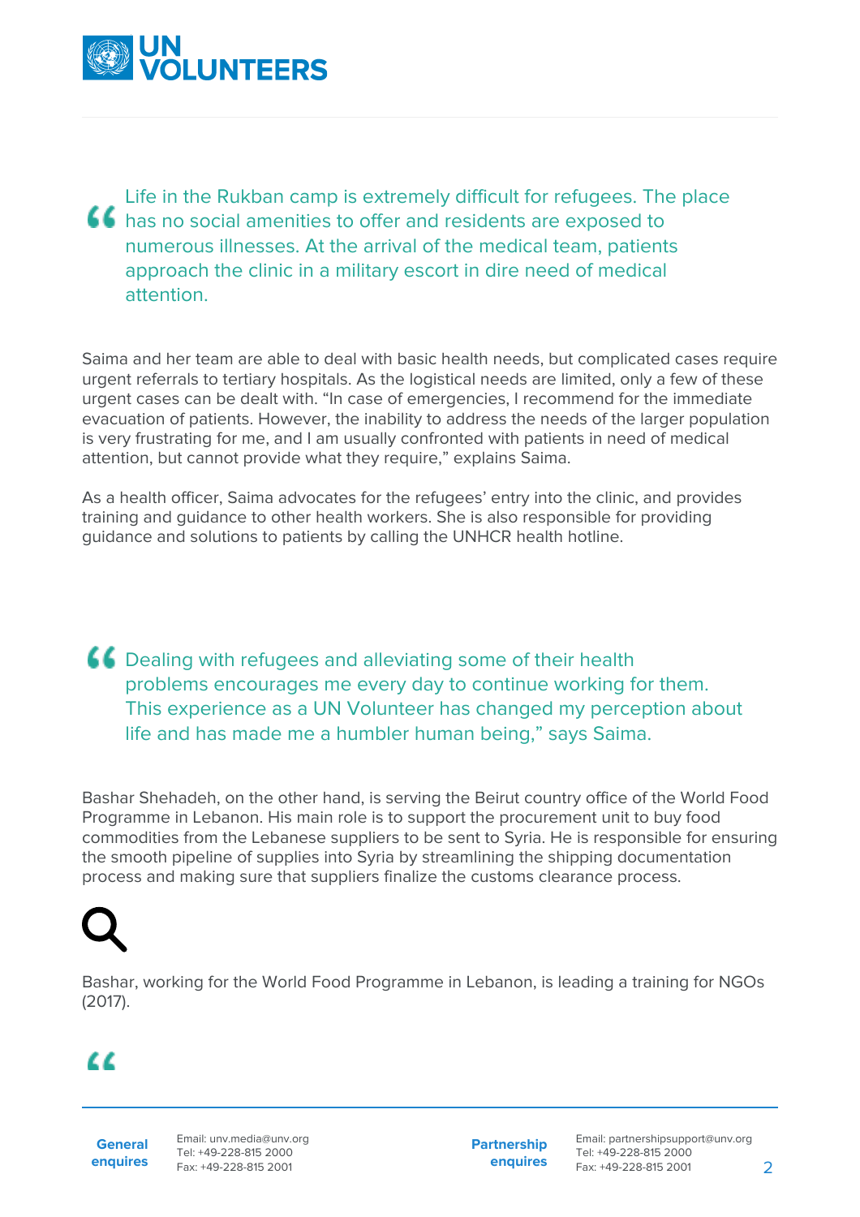> Life in the Rukban camp is extremely difficult for refugees. The place has no social amenities to offer and residents are exposed to numerous illnesses. At the arrival of the medical team, patients approach the clinic in a military escort in dire need of medical attention.

Saima and her team are able to deal with basic health needs, but complicated cases require urgent referrals to tertiary hospitals. As the logistical needs are limited, only a few of these urgent cases can be dealt with. “In case of emergencies, I recommend for the immediate evacuation of patients. However, the inability to address the needs of the larger population is very frustrating for me, and I am usually confronted with patients in need of medical attention, but cannot provide what they require,” explains Saima.

As a health officer, Saima advocates for the refugees’ entry into the clinic, and provides training and guidance to other health workers. She is also responsible for providing guidance and solutions to patients by calling the UNHCR health hotline.

> Dealing with refugees and alleviating some of their health problems encourages me every day to continue working for them. This experience as a UN Volunteer has changed my perception about life and has made me a humbler human being,” says Saima.

Bashar Shehadeh, on the other hand, is serving the Beirut country office of the World Food Programme in Lebanon. His main role is to support the procurement unit to buy food commodities from the Lebanese suppliers to be sent to Syria. He is responsible for ensuring the smooth pipeline of supplies into Syria by streamlining the shipping documentation process and making sure that suppliers finalize the customs clearance process.

Bashar, working for the World Food Programme in Lebanon, is leading a training for NGOs (2017).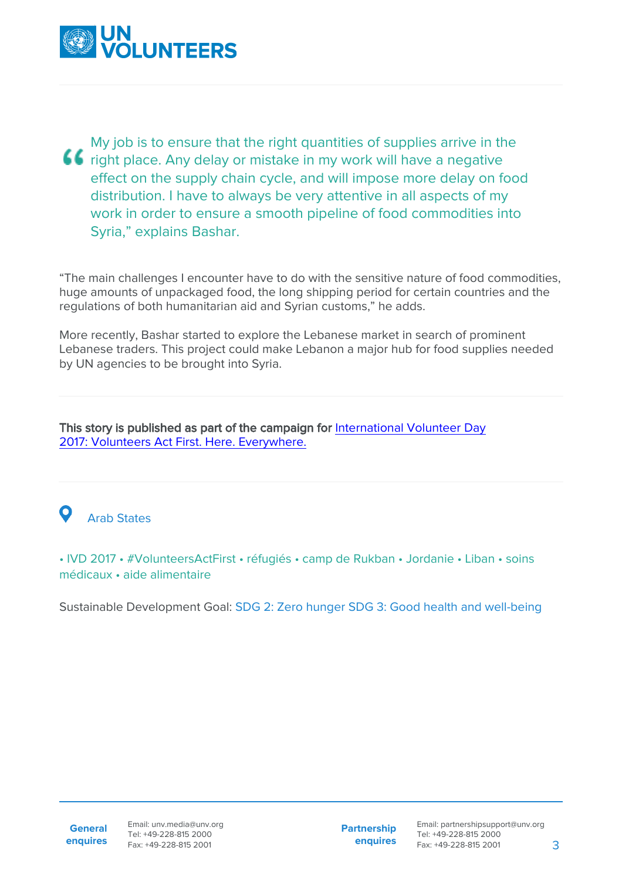> “My job is to ensure that the right quantities of supplies arrive in the right place. Any delay or mistake in my work will have a negative effect on the supply chain cycle, and will impose more delay on food distribution. I have to always be very attentive in all aspects of my work in order to ensure a smooth pipeline of food commodities into Syria,” explains Bashar.

“The main challenges I encounter have to do with the sensitive nature of food commodities, huge amounts of unpackaged food, the long shipping period for certain countries and the regulations of both humanitarian aid and Syrian customs,” he adds.

More recently, Bashar started to explore the Lebanese market in search of prominent Lebanese traders. This project could make Lebanon a major hub for food supplies needed by UN agencies to be brought into Syria.

---

**This story is published as part of the campaign for** International Volunteer Day 2017: Volunteers Act First. Here. Everywhere.

---

Arab States

• IVD 2017 • #VolunteersActFirst • réfugiés • camp de Rukban • Jordanie • Liban • soins médicaux • aide alimentaire

Sustainable Development Goal: SDG 2: Zero hunger SDG 3: Good health and well-being

---

**General enquires** Email: unv.media@unv.org Tel: +49-228-815 2000 Fax: +49-228-815 2001

**Partnership enquires** Email: partnershipsupport@unv.org Tel: +49-228-815 2000 Fax: +49-228-815 2001